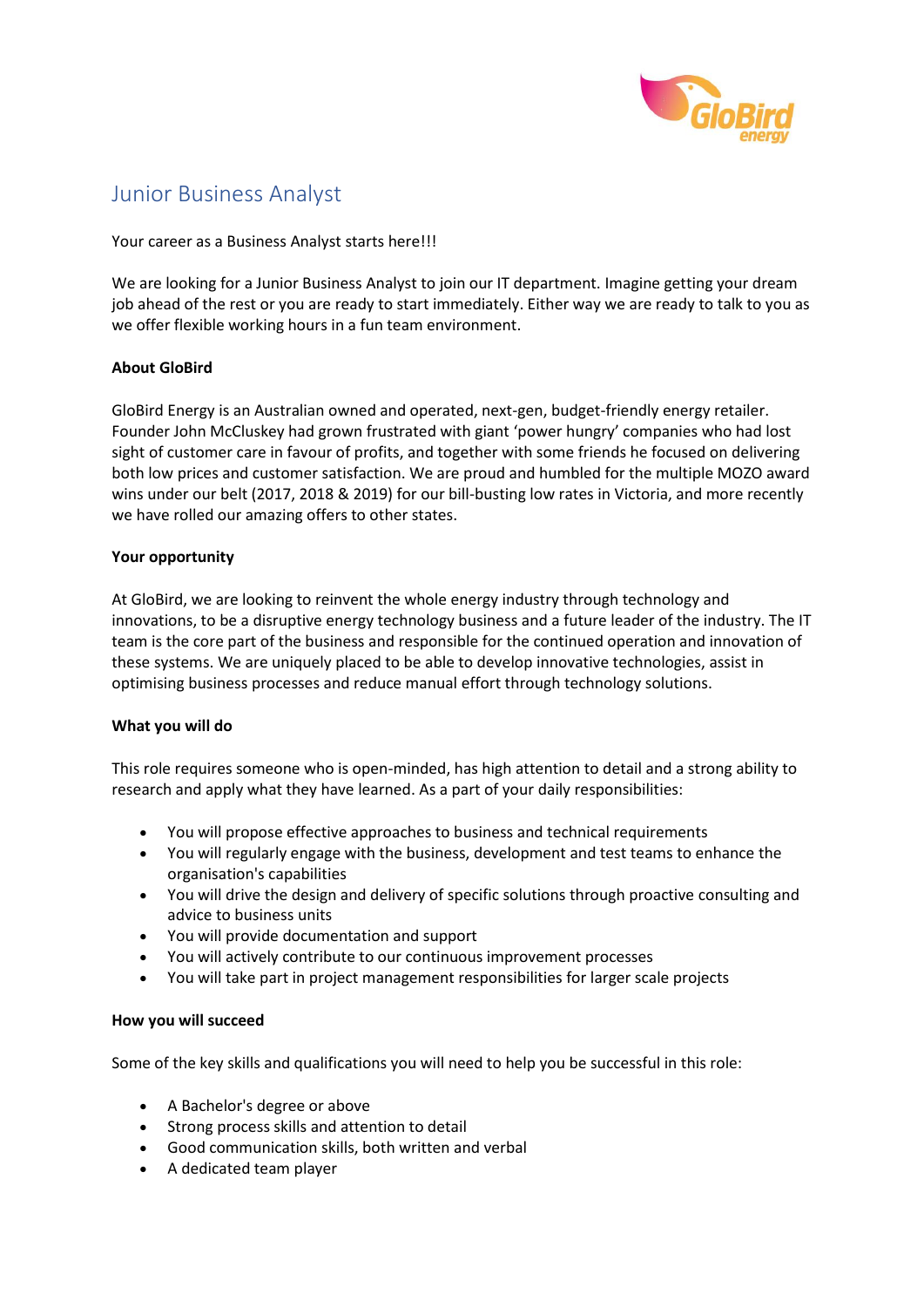# Junior Business Analyst

Your career as a Business Analyst starts here!!!

We are looking for a Junior Business Analyst to join our IT department. Imagine getting your dream job ahead of the rest or you are ready to start immediately. Either way we are ready to talk to you as we offer flexible working hours in a fun team environment.

**About GloBird**

GloBird Energy is an Australian owned and operated, next-gen, budget-friendly energy retailer. Founder John McCluskey had grown frustrated with giant 'power hungry' companies who had lost sight of customer care in favour of profits, and together with some friends he focused on delivering both low prices and customer satisfaction. We are proud and humbled for the multiple MOZO award wins under our belt (2017, 2018 & 2019) for our bill-busting low rates in Victoria, and more recently we have rolled our amazing offers to other states.

**Your opportunity**

At GloBird, we are looking to reinvent the whole energy industry through technology and innovations, to be a disruptive energy technology business and a future leader of the industry. The IT team is the core part of the business and responsible for the continued operation and innovation of these systems. We are uniquely placed to be able to develop innovative technologies, assist in optimising business processes and reduce manual effort through technology solutions.

**What you will do**

This role requires someone who is open-minded, has high attention to detail and a strong ability to research and apply what they have learned. As a part of your daily responsibilities:

- You will propose effective approaches to business and technical requirements
- You will regularly engage with the business, development and test teams to enhance the organisation's capabilities
- You will drive the design and delivery of specific solutions through proactive consulting and advice to business units
- You will provide documentation and support
- You will actively contribute to our continuous improvement processes
- You will take part in project management responsibilities for larger scale projects

**How you will succeed**

Some of the key skills and qualifications you will need to help you be successful in this role:

- A Bachelor's degree or above
- Strong process skills and attention to detail
- Good communication skills, both written and verbal
- A dedicated team player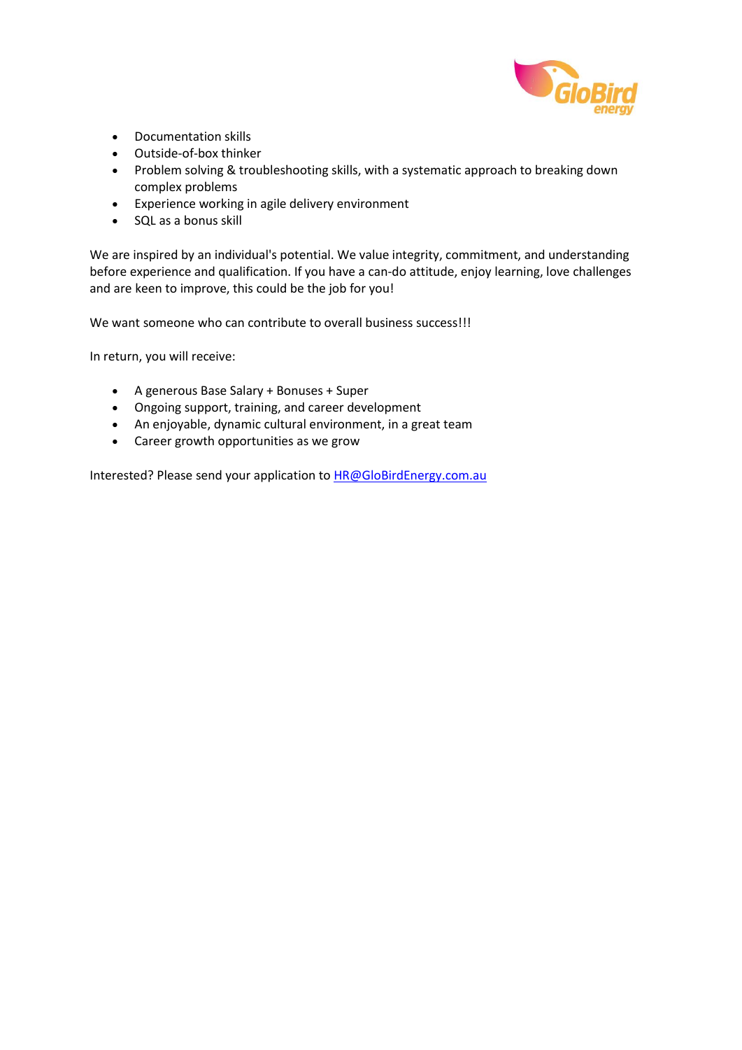- Documentation skills
- Outside-of-box thinker
- Problem solving & troubleshooting skills, with a systematic approach to breaking down complex problems
- Experience working in agile delivery environment
- SQL as a bonus skill

We are inspired by an individual's potential. We value integrity, commitment, and understanding before experience and qualification. If you have a can-do attitude, enjoy learning, love challenges and are keen to improve, this could be the job for you!

We want someone who can contribute to overall business success!!!

In return, you will receive:

- A generous Base Salary + Bonuses + Super
- Ongoing support, training, and career development
- An enjoyable, dynamic cultural environment, in a great team
- Career growth opportunities as we grow

Interested? Please send your application to HR@GloBirdEnergy.com.au